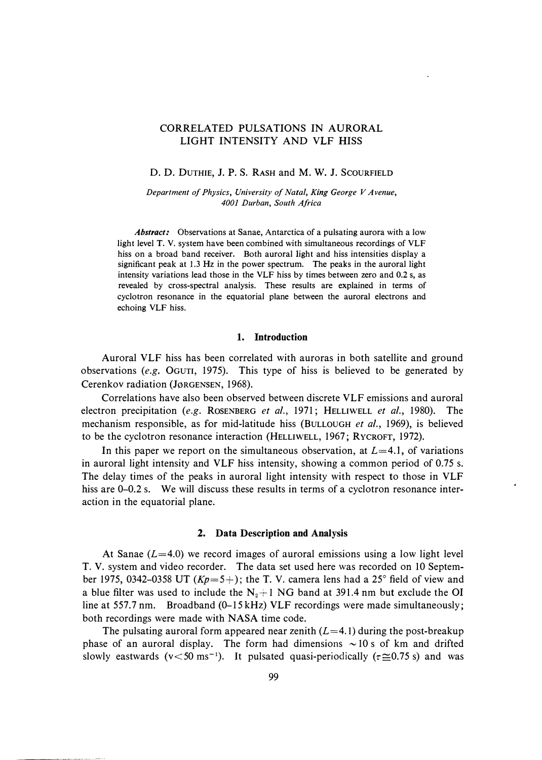# CORRELATED PULSATIONS IN AURORAL LIGHT INTENSITY AND VLF HISS

D. D. DUTHIE, J. P. S. RASH and M. W. J. SCOURFIELD

*Department of Physics, University of Natal, King George V Avenue, 4001 Durban, South Africa*

***Abstract:*** Observations at Sanae, Antarctica of a pulsating aurora with a low light level T. V. system have been combined with simultaneous recordings of VLF hiss on a broad band receiver. Both auroral light and hiss intensities display a significant peak at 1.3 Hz in the power spectrum. The peaks in the auroral light intensity variations lead those in the VLF hiss by times between zero and 0.2 s, as revealed by cross-spectral analysis. These results are explained in terms of cyclotron resonance in the equatorial plane between the auroral electrons and echoing VLF hiss.

## 1. Introduction

Auroral VLF hiss has been correlated with auroras in both satellite and ground observations (*e.g.* OGUTI, 1975). This type of hiss is believed to be generated by Cerenkov radiation (JØRGENSEN, 1968).

Correlations have also been observed between discrete VLF emissions and auroral electron precipitation (*e.g.* ROSENBERG *et al.*, 1971; HELLIWELL *et al.*, 1980). The mechanism responsible, as for mid-latitude hiss (BULLOUGH *et al.*, 1969), is believed to be the cyclotron resonance interaction (HELLIWELL, 1967; RYCROFT, 1972).

In this paper we report on the simultaneous observation, at $L=4.1$, of variations in auroral light intensity and VLF hiss intensity, showing a common period of 0.75 s. The delay times of the peaks in auroral light intensity with respect to those in VLF hiss are 0–0.2 s. We will discuss these results in terms of a cyclotron resonance interaction in the equatorial plane.

## 2. Data Description and Analysis

At Sanae ($L=4.0$) we record images of auroral emissions using a low light level T. V. system and video recorder. The data set used here was recorded on 10 September 1975, 0342–0358 UT ($Kp=5+$); the T. V. camera lens had a 25° field of view and a blue filter was used to include the $N_2^+1$ NG band at 391.4 nm but exclude the OI line at 557.7 nm. Broadband (0–15 kHz) VLF recordings were made simultaneously; both recordings were made with NASA time code.

The pulsating auroral form appeared near zenith ($L=4.1$) during the post-breakup phase of an auroral display. The form had dimensions ~10 s of km and drifted slowly eastwards ($v<50\ \mathrm{ms}^{-1}$). It pulsated quasi-periodically ($\tau \cong 0.75$ s) and was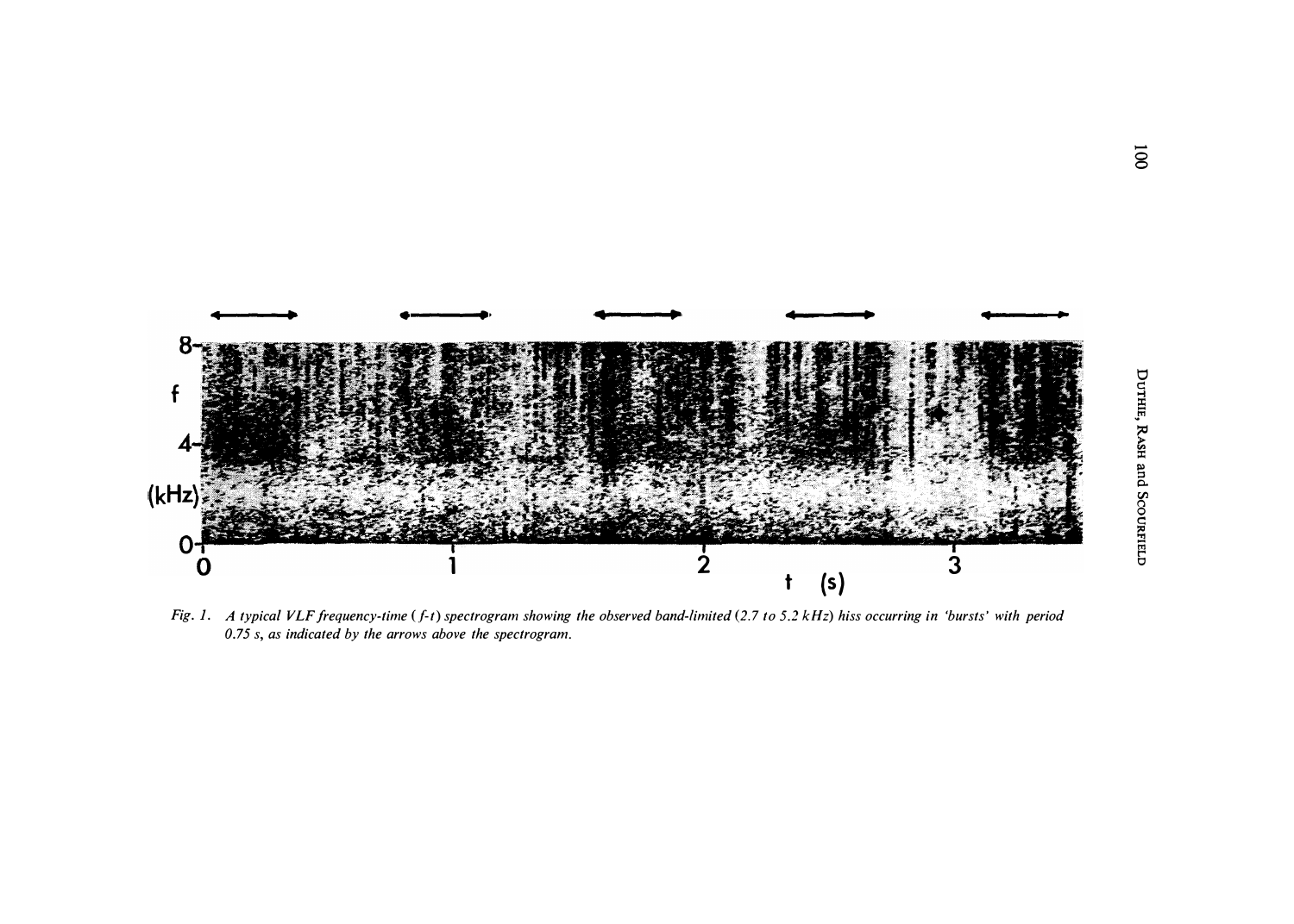*Fig. 1. A typical VLF frequency-time (f-t) spectrogram showing the observed band-limited (2.7 to 5.2 kHz) hiss occurring in 'bursts' with period 0.75 s, as indicated by the arrows above the spectrogram.*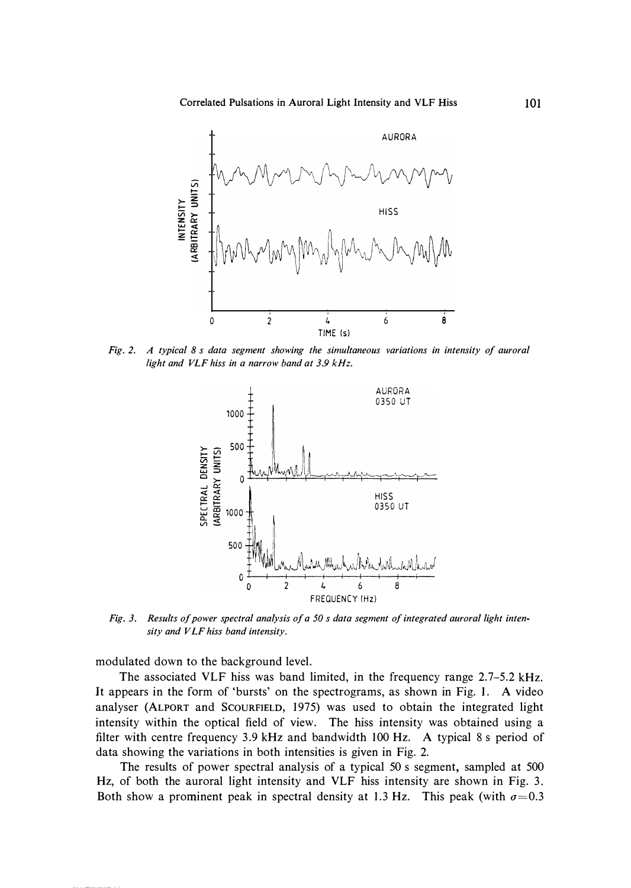Fig. 2. *A typical 8 s data segment showing the simultaneous variations in intensity of auroral light and VLF hiss in a narrow band at 3.9 kHz.*

Fig. 3. *Results of power spectral analysis of a 50 s data segment of integrated auroral light intensity and VLF hiss band intensity.*

modulated down to the background level.

The associated VLF hiss was band limited, in the frequency range 2.7–5.2 kHz. It appears in the form of 'bursts' on the spectrograms, as shown in Fig. 1. A video analyser (ALPORT and SCOURFIELD, 1975) was used to obtain the integrated light intensity within the optical field of view. The hiss intensity was obtained using a filter with centre frequency 3.9 kHz and bandwidth 100 Hz. A typical 8 s period of data showing the variations in both intensities is given in Fig. 2.

The results of power spectral analysis of a typical 50 s segment, sampled at 500 Hz, of both the auroral light intensity and VLF hiss intensity are shown in Fig. 3. Both show a prominent peak in spectral density at 1.3 Hz. This peak (with $\sigma=0.3$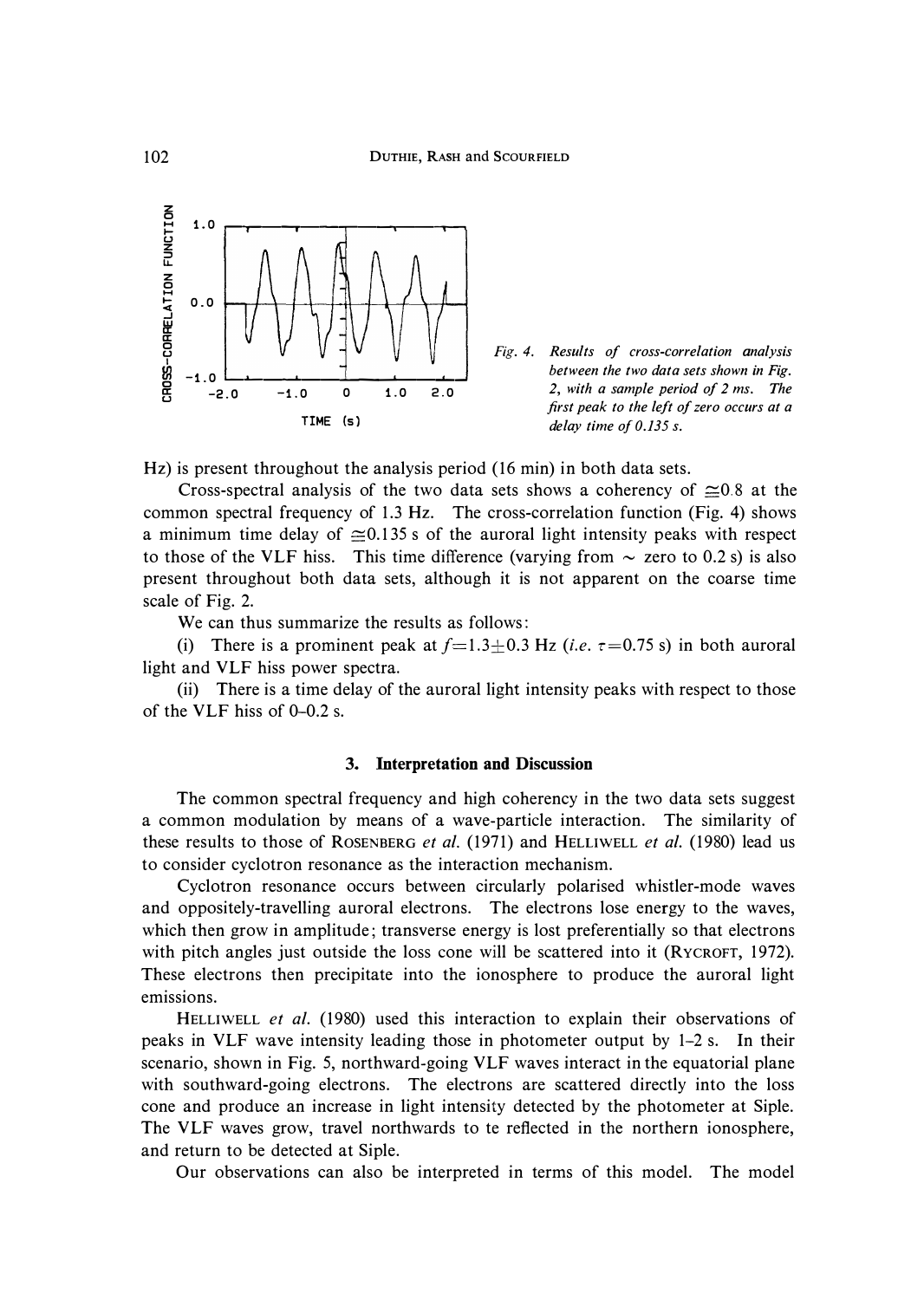*Fig. 4. Results of cross-correlation analysis between the two data sets shown in Fig. 2, with a sample period of 2 ms. The first peak to the left of zero occurs at a delay time of 0.135 s.*

Hz) is present throughout the analysis period (16 min) in both data sets.

Cross-spectral analysis of the two data sets shows a coherency of $\cong$0.8 at the common spectral frequency of 1.3 Hz. The cross-correlation function (Fig. 4) shows a minimum time delay of $\cong$0.135 s of the auroral light intensity peaks with respect to those of the VLF hiss. This time difference (varying from $\sim$ zero to 0.2 s) is also present throughout both data sets, although it is not apparent on the coarse time scale of Fig. 2.

We can thus summarize the results as follows:

(i) There is a prominent peak at $f=1.3\pm0.3$ Hz (*i.e.* $\tau=0.75$ s) in both auroral light and VLF hiss power spectra.

(ii) There is a time delay of the auroral light intensity peaks with respect to those of the VLF hiss of 0–0.2 s.

## 3. Interpretation and Discussion

The common spectral frequency and high coherency in the two data sets suggest a common modulation by means of a wave-particle interaction. The similarity of these results to those of ROSENBERG *et al.* (1971) and HELLIWELL *et al.* (1980) lead us to consider cyclotron resonance as the interaction mechanism.

Cyclotron resonance occurs between circularly polarised whistler-mode waves and oppositely-travelling auroral electrons. The electrons lose energy to the waves, which then grow in amplitude; transverse energy is lost preferentially so that electrons with pitch angles just outside the loss cone will be scattered into it (RYCROFT, 1972). These electrons then precipitate into the ionosphere to produce the auroral light emissions.

HELLIWELL *et al.* (1980) used this interaction to explain their observations of peaks in VLF wave intensity leading those in photometer output by 1–2 s. In their scenario, shown in Fig. 5, northward-going VLF waves interact in the equatorial plane with southward-going electrons. The electrons are scattered directly into the loss cone and produce an increase in light intensity detected by the photometer at Siple. The VLF waves grow, travel northwards to te reflected in the northern ionosphere, and return to be detected at Siple.

Our observations can also be interpreted in terms of this model. The model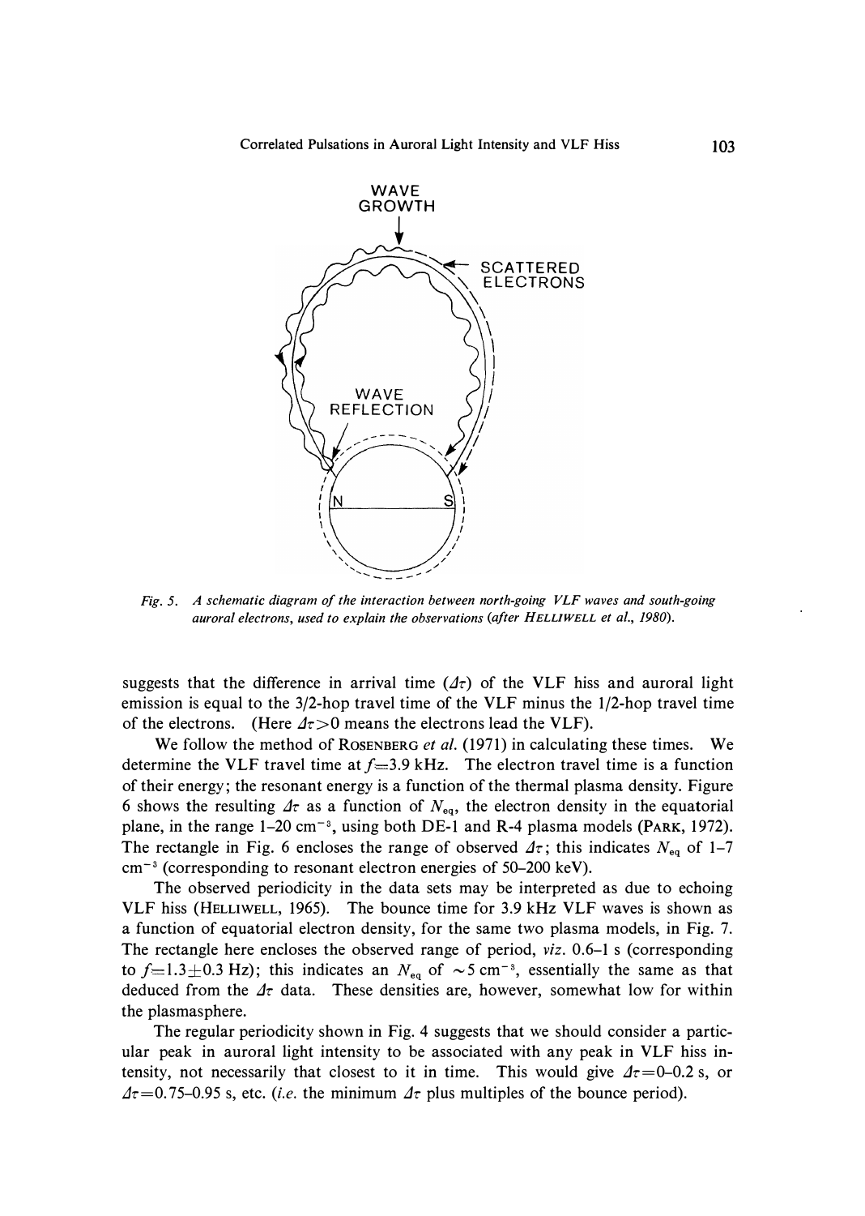*Fig. 5. A schematic diagram of the interaction between north-going VLF waves and south-going auroral electrons, used to explain the observations (after* HELLIWELL *et al., 1980).*

suggests that the difference in arrival time ($\Delta\tau$) of the VLF hiss and auroral light emission is equal to the 3/2-hop travel time of the VLF minus the 1/2-hop travel time of the electrons. (Here $\Delta\tau > 0$ means the electrons lead the VLF).

We follow the method of ROSENBERG *et al.* (1971) in calculating these times. We determine the VLF travel time at $f = 3.9$ kHz. The electron travel time is a function of their energy; the resonant energy is a function of the thermal plasma density. Figure 6 shows the resulting $\Delta\tau$ as a function of $N_{eq}$, the electron density in the equatorial plane, in the range 1–20 cm$^{-3}$, using both DE-1 and R-4 plasma models (PARK, 1972). The rectangle in Fig. 6 encloses the range of observed $\Delta\tau$; this indicates $N_{eq}$ of 1–7 cm$^{-3}$ (corresponding to resonant electron energies of 50–200 keV).

The observed periodicity in the data sets may be interpreted as due to echoing VLF hiss (HELLIWELL, 1965). The bounce time for 3.9 kHz VLF waves is shown as a function of equatorial electron density, for the same two plasma models, in Fig. 7. The rectangle here encloses the observed range of period, *viz.* 0.6–1 s (corresponding to $f = 1.3 \pm 0.3$ Hz); this indicates an $N_{eq}$ of $\sim 5$ cm$^{-3}$, essentially the same as that deduced from the $\Delta\tau$ data. These densities are, however, somewhat low for within the plasmasphere.

The regular periodicity shown in Fig. 4 suggests that we should consider a particular peak in auroral light intensity to be associated with any peak in VLF hiss intensity, not necessarily that closest to it in time. This would give $\Delta\tau = 0$–$0.2$ s, or $\Delta\tau = 0.75$–$0.95$ s, etc. (*i.e.* the minimum $\Delta\tau$ plus multiples of the bounce period).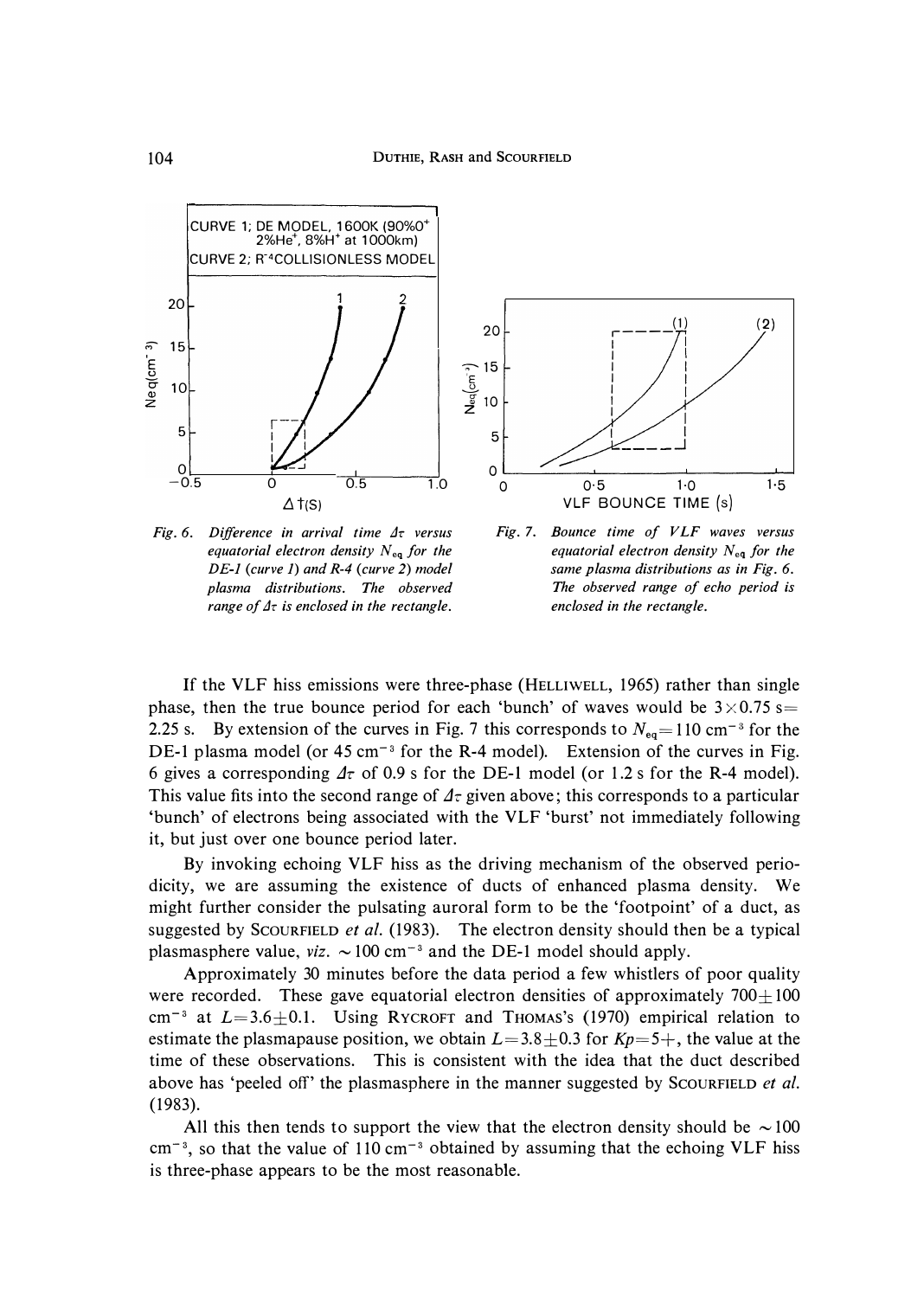Fig. 6. *Difference in arrival time $\Delta\tau$ versus equatorial electron density $N_{eq}$ for the DE-1 (curve 1) and R-4 (curve 2) model plasma distributions. The observed range of $\Delta\tau$ is enclosed in the rectangle.*

Fig. 7. *Bounce time of VLF waves versus equatorial electron density $N_{eq}$ for the same plasma distributions as in Fig. 6. The observed range of echo period is enclosed in the rectangle.*

If the VLF hiss emissions were three-phase (HELLIWELL, 1965) rather than single phase, then the true bounce period for each 'bunch' of waves would be $3 \times 0.75$ s$=$ 2.25 s. By extension of the curves in Fig. 7 this corresponds to $N_{eq}=110$ cm$^{-3}$ for the DE-1 plasma model (or 45 cm$^{-3}$ for the R-4 model). Extension of the curves in Fig. 6 gives a corresponding $\Delta\tau$ of 0.9 s for the DE-1 model (or 1.2 s for the R-4 model). This value fits into the second range of $\Delta\tau$ given above; this corresponds to a particular 'bunch' of electrons being associated with the VLF 'burst' not immediately following it, but just over one bounce period later.

By invoking echoing VLF hiss as the driving mechanism of the observed periodicity, we are assuming the existence of ducts of enhanced plasma density. We might further consider the pulsating auroral form to be the 'footpoint' of a duct, as suggested by SCOURFIELD *et al.* (1983). The electron density should then be a typical plasmasphere value, *viz.* $\sim 100$ cm$^{-3}$ and the DE-1 model should apply.

Approximately 30 minutes before the data period a few whistlers of poor quality were recorded. These gave equatorial electron densities of approximately $700 \pm 100$ cm$^{-3}$ at $L=3.6 \pm 0.1$. Using RYCROFT and THOMAS's (1970) empirical relation to estimate the plasmapause position, we obtain $L=3.8 \pm 0.3$ for $Kp=5+$, the value at the time of these observations. This is consistent with the idea that the duct described above has 'peeled off' the plasmasphere in the manner suggested by SCOURFIELD *et al.* (1983).

All this then tends to support the view that the electron density should be $\sim 100$ cm$^{-3}$, so that the value of 110 cm$^{-3}$ obtained by assuming that the echoing VLF hiss is three-phase appears to be the most reasonable.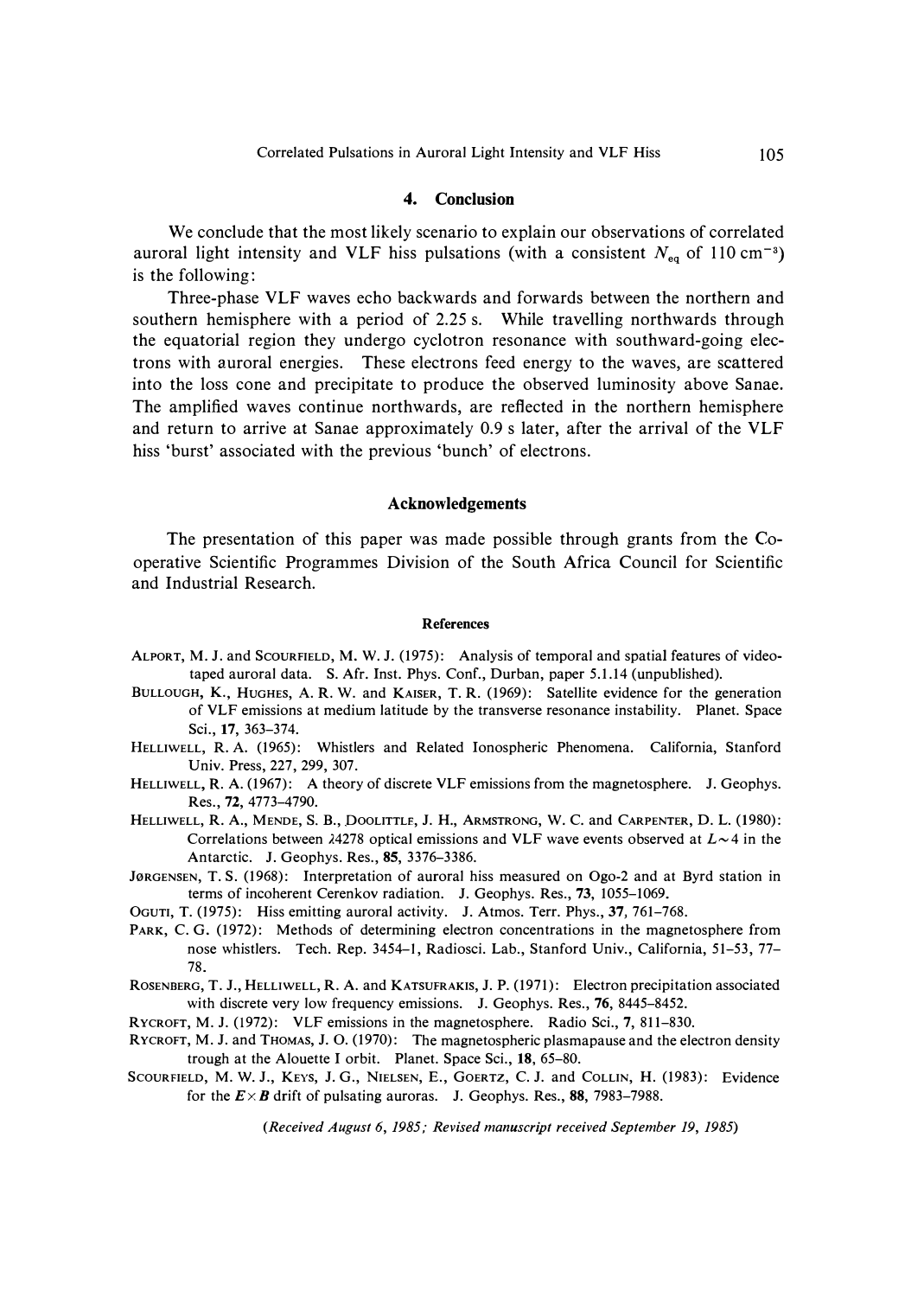## 4. Conclusion

We conclude that the most likely scenario to explain our observations of correlated auroral light intensity and VLF hiss pulsations (with a consistent $N_{eq}$ of 110 cm$^{-3}$) is the following:

Three-phase VLF waves echo backwards and forwards between the northern and southern hemisphere with a period of 2.25 s. While travelling northwards through the equatorial region they undergo cyclotron resonance with southward-going electrons with auroral energies. These electrons feed energy to the waves, are scattered into the loss cone and precipitate to produce the observed luminosity above Sanae. The amplified waves continue northwards, are reflected in the northern hemisphere and return to arrive at Sanae approximately 0.9 s later, after the arrival of the VLF hiss 'burst' associated with the previous 'bunch' of electrons.

## Acknowledgements

The presentation of this paper was made possible through grants from the Cooperative Scientific Programmes Division of the South Africa Council for Scientific and Industrial Research.

### References

ALPORT, M. J. and SCOURFIELD, M. W. J. (1975): Analysis of temporal and spatial features of video-taped auroral data. S. Afr. Inst. Phys. Conf., Durban, paper 5.1.14 (unpublished).

BULLOUGH, K., HUGHES, A. R. W. and KAISER, T. R. (1969): Satellite evidence for the generation of VLF emissions at medium latitude by the transverse resonance instability. Planet. Space Sci., **17**, 363–374.

HELLIWELL, R. A. (1965): Whistlers and Related Ionospheric Phenomena. California, Stanford Univ. Press, 227, 299, 307.

HELLIWELL, R. A. (1967): A theory of discrete VLF emissions from the magnetosphere. J. Geophys. Res., **72**, 4773–4790.

HELLIWELL, R. A., MENDE, S. B., DOOLITTLE, J. H., ARMSTRONG, W. C. and CARPENTER, D. L. (1980): Correlations between $\lambda$4278 optical emissions and VLF wave events observed at $L\sim4$ in the Antarctic. J. Geophys. Res., **85**, 3376–3386.

JØRGENSEN, T. S. (1968): Interpretation of auroral hiss measured on Ogo-2 and at Byrd station in terms of incoherent Cerenkov radiation. J. Geophys. Res., **73**, 1055–1069.

OGUTI, T. (1975): Hiss emitting auroral activity. J. Atmos. Terr. Phys., **37**, 761–768.

PARK, C. G. (1972): Methods of determining electron concentrations in the magnetosphere from nose whistlers. Tech. Rep. 3454–1, Radiosci. Lab., Stanford Univ., California, 51–53, 77–78.

ROSENBERG, T. J., HELLIWELL, R. A. and KATSUFRAKIS, J. P. (1971): Electron precipitation associated with discrete very low frequency emissions. J. Geophys. Res., **76**, 8445–8452.

RYCROFT, M. J. (1972): VLF emissions in the magnetosphere. Radio Sci., **7**, 811–830.

RYCROFT, M. J. and THOMAS, J. O. (1970): The magnetospheric plasmapause and the electron density trough at the Alouette I orbit. Planet. Space Sci., **18**, 65–80.

SCOURFIELD, M. W. J., KEYS, J. G., NIELSEN, E., GOERTZ, C. J. and COLLIN, H. (1983): Evidence for the $\boldsymbol{E}\times\boldsymbol{B}$ drift of pulsating auroras. J. Geophys. Res., **88**, 7983–7988.

*(Received August 6, 1985; Revised manuscript received September 19, 1985)*